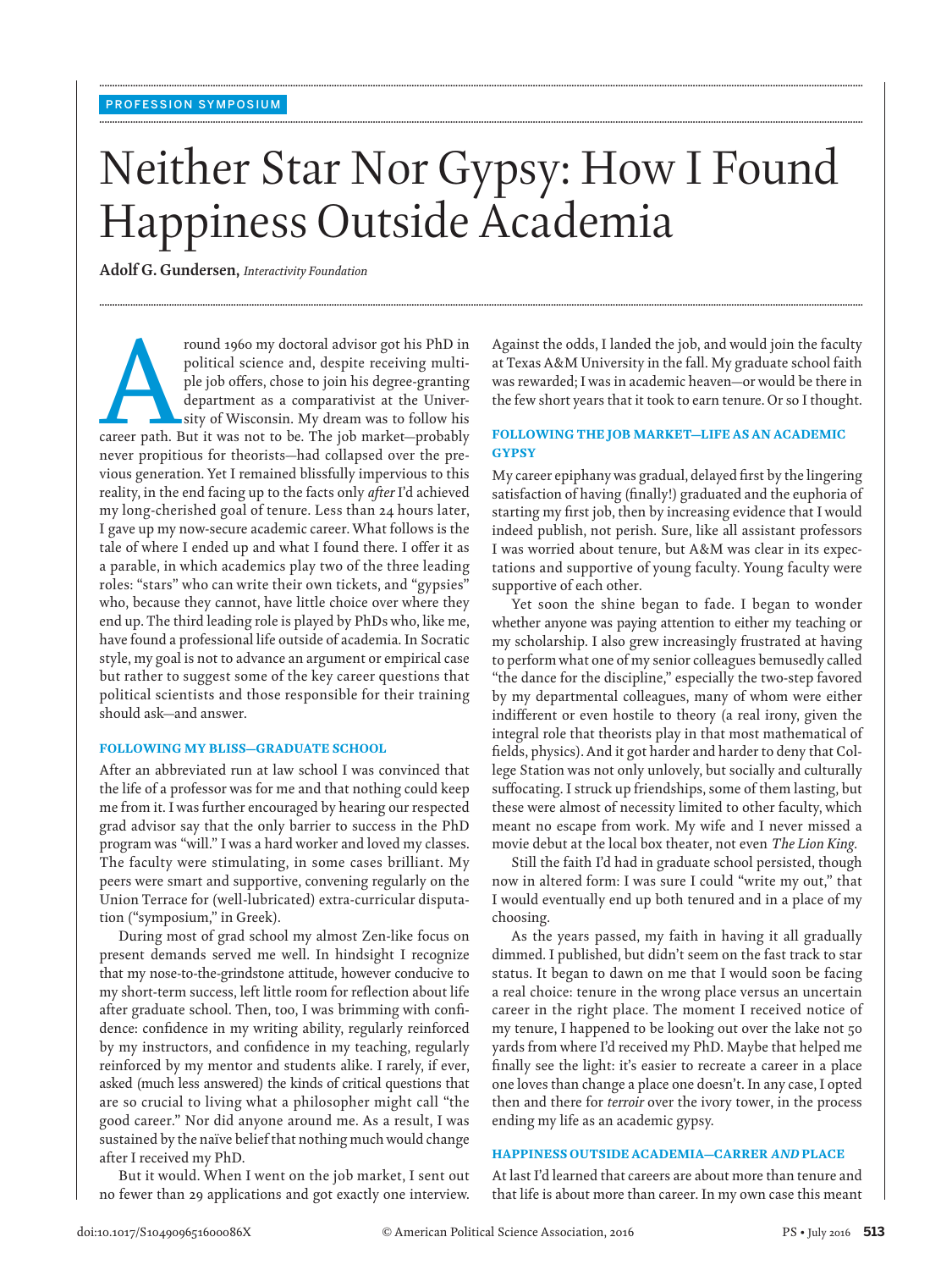PROFESSION SYMPOSIUM

# Neither Star Nor Gypsy: How I Found Happiness Outside Academia

**Adolf G. Gundersen,** *Interactivity Foundation*

Around 1960 my doctoral advisor got his PhD in political science and, despite receiving multiple job offers, chose to join his degree-granting department as a comparativist at the University of Wisconsin. My dream was to follow his career path. But it was not to be. The job market—probably never propitious for theorists—had collapsed over the previous generation. Yet I remained blissfully impervious to this reality, in the end facing up to the facts only *after* I'd achieved my long-cherished goal of tenure. Less than 24 hours later, I gave up my now-secure academic career. What follows is the tale of where I ended up and what I found there. I offer it as a parable, in which academics play two of the three leading roles: "stars" who can write their own tickets, and "gypsies" who, because they cannot, have little choice over where they end up. The third leading role is played by PhDs who, like me, have found a professional life outside of academia. In Socratic style, my goal is not to advance an argument or empirical case but rather to suggest some of the key career questions that political scientists and those responsible for their training should ask—and answer.

### FOLLOWING MY BLISS—GRADUATE SCHOOL

After an abbreviated run at law school I was convinced that the life of a professor was for me and that nothing could keep me from it. I was further encouraged by hearing our respected grad advisor say that the only barrier to success in the PhD program was "will." I was a hard worker and loved my classes. The faculty were stimulating, in some cases brilliant. My peers were smart and supportive, convening regularly on the Union Terrace for (well-lubricated) extra-curricular disputation ("symposium," in Greek).

During most of grad school my almost Zen-like focus on present demands served me well. In hindsight I recognize that my nose-to-the-grindstone attitude, however conducive to my short-term success, left little room for reflection about life after graduate school. Then, too, I was brimming with confidence: confidence in my writing ability, regularly reinforced by my instructors, and confidence in my teaching, regularly reinforced by my mentor and students alike. I rarely, if ever, asked (much less answered) the kinds of critical questions that are so crucial to living what a philosopher might call "the good career." Nor did anyone around me. As a result, I was sustained by the naïve belief that nothing much would change after I received my PhD.

But it would. When I went on the job market, I sent out no fewer than 29 applications and got exactly one interview. Against the odds, I landed the job, and would join the faculty at Texas A&M University in the fall. My graduate school faith was rewarded; I was in academic heaven—or would be there in the few short years that it took to earn tenure. Or so I thought.

### FOLLOWING THE JOB MARKET—LIFE AS AN ACADEMIC GYPSY

My career epiphany was gradual, delayed first by the lingering satisfaction of having (finally!) graduated and the euphoria of starting my first job, then by increasing evidence that I would indeed publish, not perish. Sure, like all assistant professors I was worried about tenure, but A&M was clear in its expectations and supportive of young faculty. Young faculty were supportive of each other.

Yet soon the shine began to fade. I began to wonder whether anyone was paying attention to either my teaching or my scholarship. I also grew increasingly frustrated at having to perform what one of my senior colleagues bemusedly called "the dance for the discipline," especially the two-step favored by my departmental colleagues, many of whom were either indifferent or even hostile to theory (a real irony, given the integral role that theorists play in that most mathematical of fields, physics). And it got harder and harder to deny that College Station was not only unlovely, but socially and culturally suffocating. I struck up friendships, some of them lasting, but these were almost of necessity limited to other faculty, which meant no escape from work. My wife and I never missed a movie debut at the local box theater, not even *The Lion King*.

Still the faith I'd had in graduate school persisted, though now in altered form: I was sure I could "write my out," that I would eventually end up both tenured and in a place of my choosing.

As the years passed, my faith in having it all gradually dimmed. I published, but didn't seem on the fast track to star status. It began to dawn on me that I would soon be facing a real choice: tenure in the wrong place versus an uncertain career in the right place. The moment I received notice of my tenure, I happened to be looking out over the lake not 50 yards from where I'd received my PhD. Maybe that helped me finally see the light: it's easier to recreate a career in a place one loves than change a place one doesn't. In any case, I opted then and there for *terroir* over the ivory tower, in the process ending my life as an academic gypsy.

### HAPPINESS OUTSIDE ACADEMIA—CARRER *AND* PLACE

At last I'd learned that careers are about more than tenure and that life is about more than career. In my own case this meant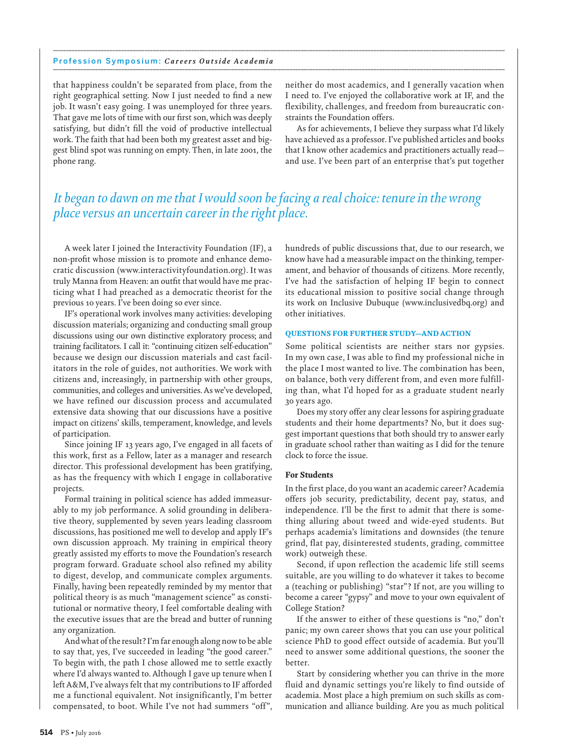that happiness couldn't be separated from place, from the right geographical setting. Now I just needed to find a new job. It wasn't easy going. I was unemployed for three years. That gave me lots of time with our first son, which was deeply satisfying, but didn't fill the void of productive intellectual work. The faith that had been both my greatest asset and biggest blind spot was running on empty. Then, in late 2001, the phone rang.

*It began to dawn on me that I would soon be facing a real choice: tenure in the wrong place versus an uncertain career in the right place.*

A week later I joined the Interactivity Foundation (IF), a non-profit whose mission is to promote and enhance democratic discussion (www.interactivityfoundation.org). It was truly Manna from Heaven: an outfit that would have me practicing what I had preached as a democratic theorist for the previous 10 years. I've been doing so ever since.

IF's operational work involves many activities: developing discussion materials; organizing and conducting small group discussions using our own distinctive exploratory process; and training facilitators. I call it: "continuing citizen self-education" because we design our discussion materials and cast facilitators in the role of guides, not authorities. We work with citizens and, increasingly, in partnership with other groups, communities, and colleges and universities. As we've developed, we have refined our discussion process and accumulated extensive data showing that our discussions have a positive impact on citizens' skills, temperament, knowledge, and levels of participation.

Since joining IF 13 years ago, I've engaged in all facets of this work, first as a Fellow, later as a manager and research director. This professional development has been gratifying, as has the frequency with which I engage in collaborative projects.

Formal training in political science has added immeasurably to my job performance. A solid grounding in deliberative theory, supplemented by seven years leading classroom discussions, has positioned me well to develop and apply IF's own discussion approach. My training in empirical theory greatly assisted my efforts to move the Foundation's research program forward. Graduate school also refined my ability to digest, develop, and communicate complex arguments. Finally, having been repeatedly reminded by my mentor that political theory is as much "management science" as constitutional or normative theory, I feel comfortable dealing with the executive issues that are the bread and butter of running any organization.

And what of the result? I'm far enough along now to be able to say that, yes, I've succeeded in leading "the good career." To begin with, the path I chose allowed me to settle exactly where I'd always wanted to. Although I gave up tenure when I left A&M, I've always felt that my contributions to IF afforded me a functional equivalent. Not insignificantly, I'm better compensated, to boot. While I've not had summers "off", neither do most academics, and I generally vacation when I need to. I've enjoyed the collaborative work at IF, and the flexibility, challenges, and freedom from bureaucratic constraints the Foundation offers.

As for achievements, I believe they surpass what I'd likely have achieved as a professor. I've published articles and books that I know other academics and practitioners actually read—and use. I've been part of an enterprise that's put together hundreds of public discussions that, due to our research, we know have had a measurable impact on the thinking, temperament, and behavior of thousands of citizens. More recently, I've had the satisfaction of helping IF begin to connect its educational mission to positive social change through its work on Inclusive Dubuque (www.inclusivedbq.org) and other initiatives.

## QUESTIONS FOR FURTHER STUDY—AND ACTION

Some political scientists are neither stars nor gypsies. In my own case, I was able to find my professional niche in the place I most wanted to live. The combination has been, on balance, both very different from, and even more fulfilling than, what I'd hoped for as a graduate student nearly 30 years ago.

Does my story offer any clear lessons for aspiring graduate students and their home departments? No, but it does suggest important questions that both should try to answer early in graduate school rather than waiting as I did for the tenure clock to force the issue.

### For Students

In the first place, do you want an academic career? Academia offers job security, predictability, decent pay, status, and independence. I'll be the first to admit that there is something alluring about tweed and wide-eyed students. But perhaps academia's limitations and downsides (the tenure grind, flat pay, disinterested students, grading, committee work) outweigh these.

Second, if upon reflection the academic life still seems suitable, are you willing to do whatever it takes to become a (teaching or publishing) "star"? If not, are you willing to become a career "gypsy" and move to your own equivalent of College Station?

If the answer to either of these questions is "no," don't panic; my own career shows that you can use your political science PhD to good effect outside of academia. But you'll need to answer some additional questions, the sooner the better.

Start by considering whether you can thrive in the more fluid and dynamic settings you're likely to find outside of academia. Most place a high premium on such skills as communication and alliance building. Are you as much political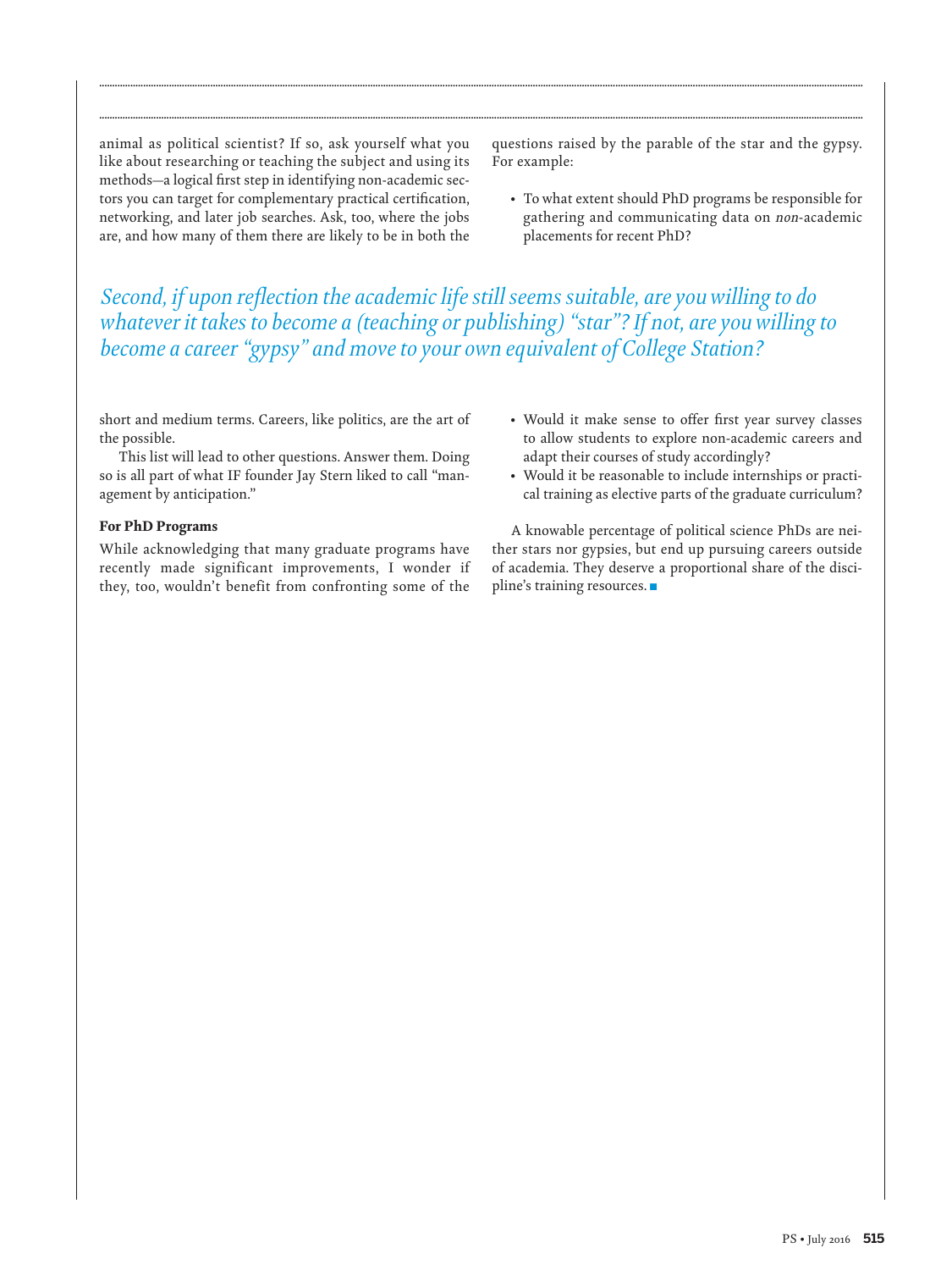animal as political scientist? If so, ask yourself what you like about researching or teaching the subject and using its methods—a logical first step in identifying non-academic sectors you can target for complementary practical certification, networking, and later job searches. Ask, too, where the jobs are, and how many of them there are likely to be in both the short and medium terms. Careers, like politics, are the art of the possible.

*Second, if upon reflection the academic life still seems suitable, are you willing to do whatever it takes to become a (teaching or publishing) "star"? If not, are you willing to become a career "gypsy" and move to your own equivalent of College Station?*

This list will lead to other questions. Answer them. Doing so is all part of what IF founder Jay Stern liked to call "management by anticipation."

**For PhD Programs**

While acknowledging that many graduate programs have recently made significant improvements, I wonder if they, too, wouldn't benefit from confronting some of the questions raised by the parable of the star and the gypsy. For example:

- To what extent should PhD programs be responsible for gathering and communicating data on *non*-academic placements for recent PhD?
- Would it make sense to offer first year survey classes to allow students to explore non-academic careers and adapt their courses of study accordingly?
- Would it be reasonable to include internships or practical training as elective parts of the graduate curriculum?

A knowable percentage of political science PhDs are neither stars nor gypsies, but end up pursuing careers outside of academia. They deserve a proportional share of the discipline's training resources. ■